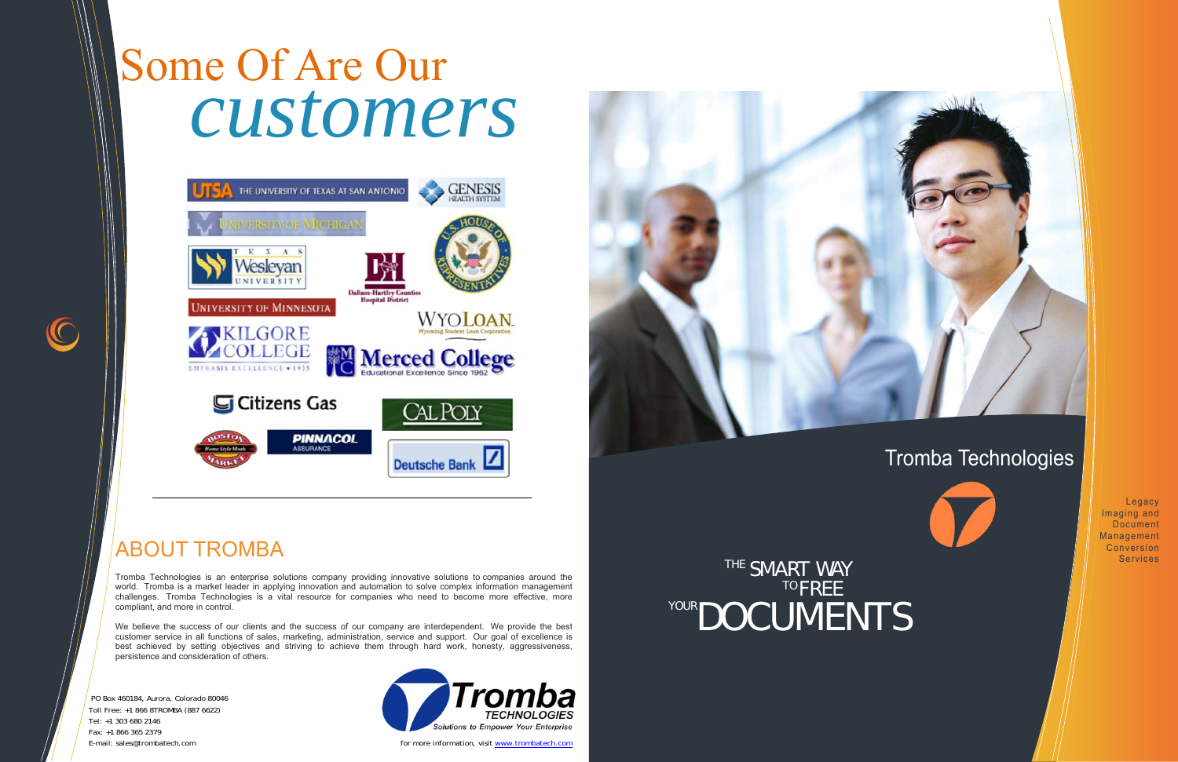# Some Of Are Our *customers*

## ABOUT TROMBA

Tromba Technologies is an enterprise solutions company providing innovative solutions to companies around the world. Tromba is a market leader in applying innovation and automation to solve complex information management challenges. Tromba Technologies is a vital resource for companies who need to become more effective, more compliant, and more in control.

We believe the success of our clients and the success of our company are interdependent. We provide the best customer service in all functions of sales, marketing, administration, service and support. Our goal of excellence is best achieved by setting objectives and striving to achieve them through hard work, honesty, aggressiveness, persistence and consideration of others.

PO Box 460184, Aurora, Colorado 80046
Toll Free: +1 866 8TROMBA (887 6622)
Tel: +1 303 680 2146
Fax: +1 866 365 2379
E-mail: sales@trombatech.com

**Tromba** TECHNOLOGIES
*Solutions to Empower Your Enterprise*

for more information, visit www.trombatech.com

## Tromba Technologies

THE SMART WAY TO FREE YOUR DOCUMENTS

Legacy Imaging and Document Management Conversion Services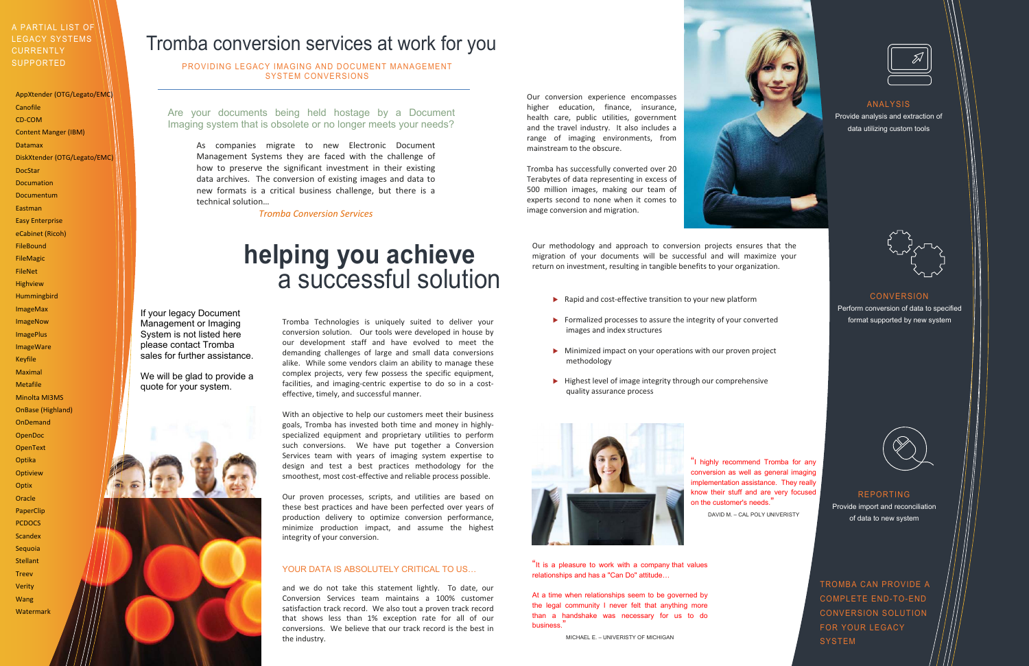## A PARTIAL LIST OF LEGACY SYSTEMS CURRENTLY SUPPORTED

- AppXtender (OTG/Legato/EMC)
- Canofile
- CD-COM
- Content Manger (IBM)
- Datamax
- DiskXtender (OTG/Legato/EMC)
- DocStar
- Documation
- Documentum
- Eastman
- Easy Enterprise
- eCabinet (Ricoh)
- FileBound
- FileMagic
- FileNet
- Highview
- Hummingbird
- ImageMax
- ImageNow
- ImagePlus
- ImageWare
- Keyfile
- Maximal
- Metafile
- Minolta MI3MS
- OnBase (Highland)
- OnDemand
- OpenDoc
- OpenText
- Optika
- Optiview
- Optix
- Oracle
- PaperClip
- PCDOCS
- Scandex
- Sequoia
- Stellant
- Treev
- Verity
- Wang
- Watermark

If your legacy Document Management or Imaging System is not listed here please contact Tromba sales for further assistance.

We will be glad to provide a quote for your system.

# Tromba conversion services at work for you

PROVIDING LEGACY IMAGING AND DOCUMENT MANAGEMENT SYSTEM CONVERSIONS

Are your documents being held hostage by a Document Imaging system that is obsolete or no longer meets your needs?

As companies migrate to new Electronic Document Management Systems they are faced with the challenge of how to preserve the significant investment in their existing data archives. The conversion of existing images and data to new formats is a critical business challenge, but there is a technical solution…

*Tromba Conversion Services*

## **helping you achieve** a successful solution

Tromba Technologies is uniquely suited to deliver your conversion solution. Our tools were developed in house by our development staff and have evolved to meet the demanding challenges of large and small data conversions alike. While some vendors claim an ability to manage these complex projects, very few possess the specific equipment, facilities, and imaging-centric expertise to do so in a cost-effective, timely, and successful manner.

With an objective to help our customers meet their business goals, Tromba has invested both time and money in highly-specialized equipment and proprietary utilities to perform such conversions. We have put together a Conversion Services team with years of imaging system expertise to design and test a best practices methodology for the smoothest, most cost-effective and reliable process possible.

Our proven processes, scripts, and utilities are based on these best practices and have been perfected over years of production delivery to optimize conversion performance, minimize production impact, and assume the highest integrity of your conversion.

### YOUR DATA IS ABSOLUTELY CRITICAL TO US…

and we do not take this statement lightly. To date, our Conversion Services team maintains a 100% customer satisfaction track record. We also tout a proven track record that shows less than 1% exception rate for all of our conversions. We believe that our track record is the best in the industry.

Our conversion experience encompasses higher education, finance, insurance, health care, public utilities, government and the travel industry. It also includes a range of imaging environments, from mainstream to the obscure.

Tromba has successfully converted over 20 Terabytes of data representing in excess of 500 million images, making our team of experts second to none when it comes to image conversion and migration.

Our methodology and approach to conversion projects ensures that the migration of your documents will be successful and will maximize your return on investment, resulting in tangible benefits to your organization.

- Rapid and cost-effective transition to your new platform
- Formalized processes to assure the integrity of your converted images and index structures
- Minimized impact on your operations with our proven project methodology
- Highest level of image integrity through our comprehensive quality assurance process

"I highly recommend Tromba for any conversion as well as general imaging implementation assistance. They really know their stuff and are very focused on the customer's needs."

DAVID M. – CAL POLY UNIVERISTY

"It is a pleasure to work with a company that values relationships and has a "Can Do" attitude…

At a time when relationships seem to be governed by the legal community I never felt that anything more than a handshake was necessary for us to do business."

MICHAEL E. – UNIVERSITY OF MICHIGAN

### ANALYSIS

Provide analysis and extraction of data utilizing custom tools

### CONVERSION

Perform conversion of data to specified format supported by new system

### REPORTING

Provide import and reconciliation of data to new system

TROMBA CAN PROVIDE A COMPLETE END-TO-END CONVERSION SOLUTION FOR YOUR LEGACY SYSTEM